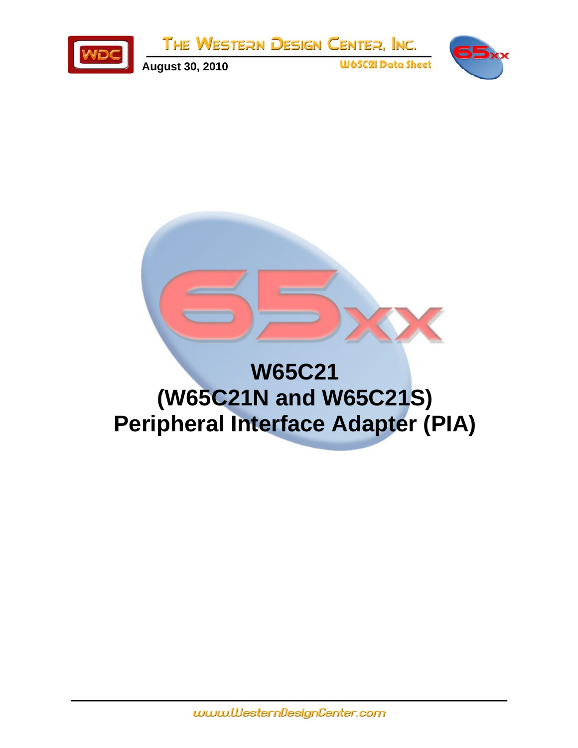# W65C21
# (W65C21N and W65C21S)
# Peripheral Interface Adapter (PIA)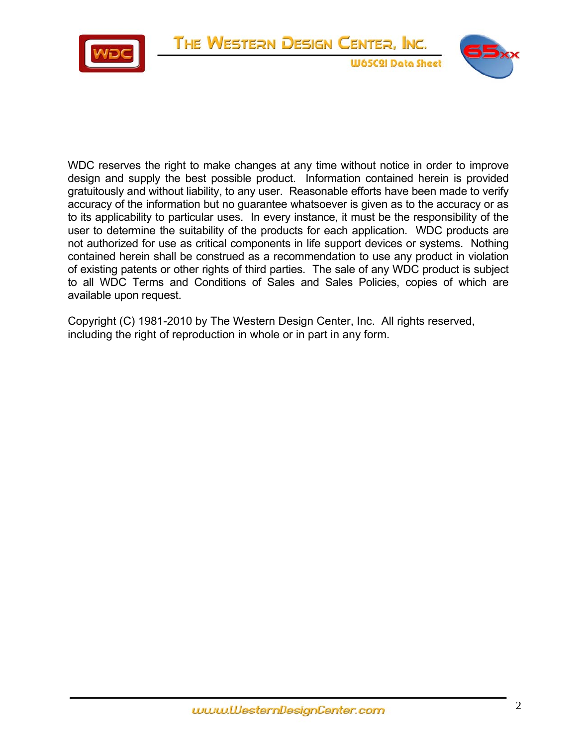WDC reserves the right to make changes at any time without notice in order to improve design and supply the best possible product. Information contained herein is provided gratuitously and without liability, to any user. Reasonable efforts have been made to verify accuracy of the information but no guarantee whatsoever is given as to the accuracy or as to its applicability to particular uses. In every instance, it must be the responsibility of the user to determine the suitability of the products for each application. WDC products are not authorized for use as critical components in life support devices or systems. Nothing contained herein shall be construed as a recommendation to use any product in violation of existing patents or other rights of third parties. The sale of any WDC product is subject to all WDC Terms and Conditions of Sales and Sales Policies, copies of which are available upon request.

Copyright (C) 1981-2010 by The Western Design Center, Inc. All rights reserved, including the right of reproduction in whole or in part in any form.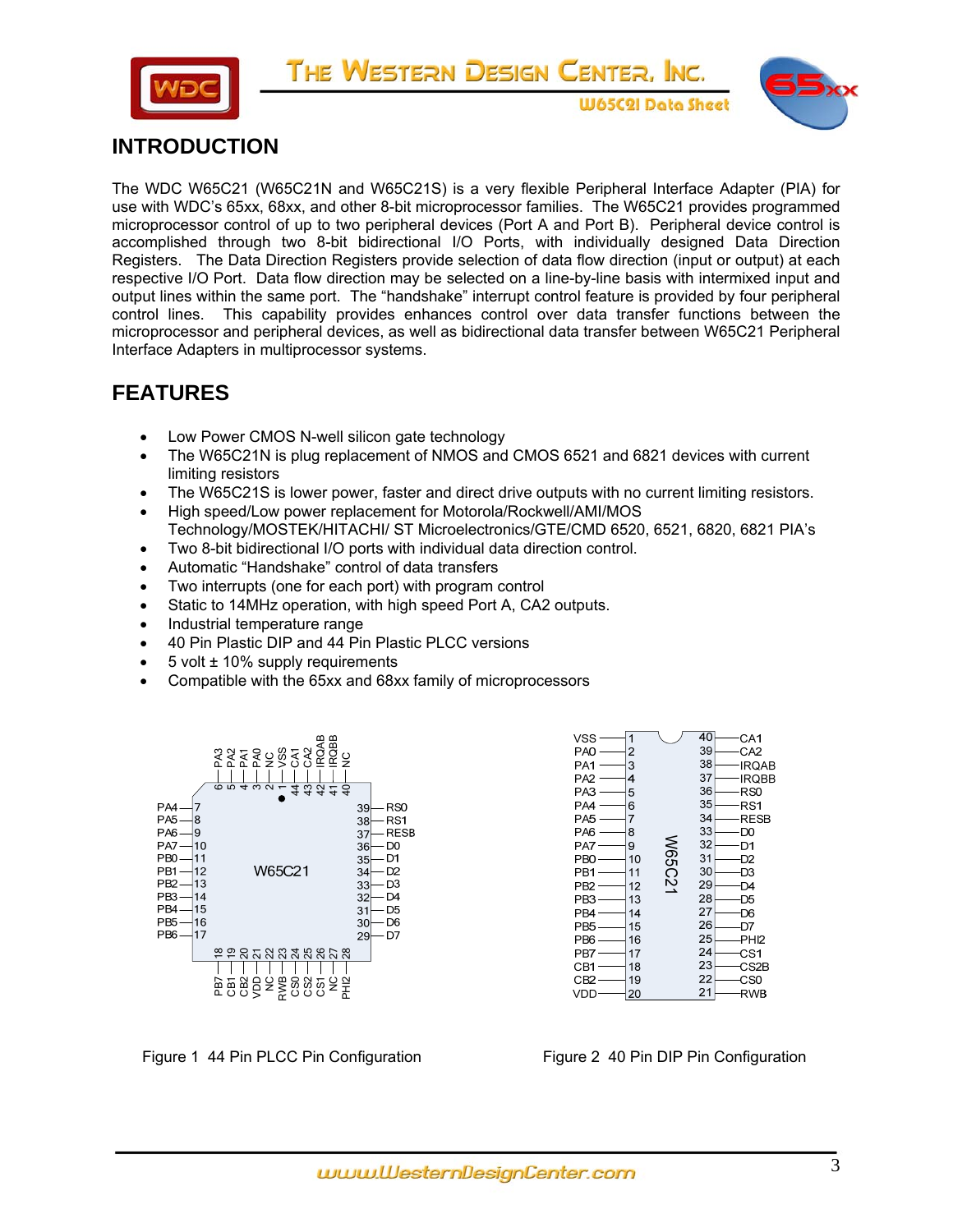## INTRODUCTION

The WDC W65C21 (W65C21N and W65C21S) is a very flexible Peripheral Interface Adapter (PIA) for use with WDC's 65xx, 68xx, and other 8-bit microprocessor families. The W65C21 provides programmed microprocessor control of up to two peripheral devices (Port A and Port B). Peripheral device control is accomplished through two 8-bit bidirectional I/O Ports, with individually designed Data Direction Registers. The Data Direction Registers provide selection of data flow direction (input or output) at each respective I/O Port. Data flow direction may be selected on a line-by-line basis with intermixed input and output lines within the same port. The "handshake" interrupt control feature is provided by four peripheral control lines. This capability provides enhances control over data transfer functions between the microprocessor and peripheral devices, as well as bidirectional data transfer between W65C21 Peripheral Interface Adapters in multiprocessor systems.

## FEATURES

- Low Power CMOS N-well silicon gate technology
- The W65C21N is plug replacement of NMOS and CMOS 6521 and 6821 devices with current limiting resistors
- The W65C21S is lower power, faster and direct drive outputs with no current limiting resistors.
- High speed/Low power replacement for Motorola/Rockwell/AMI/MOS Technology/MOSTEK/HITACHI/ ST Microelectronics/GTE/CMD 6520, 6521, 6820, 6821 PIA's
- Two 8-bit bidirectional I/O ports with individual data direction control.
- Automatic "Handshake" control of data transfers
- Two interrupts (one for each port) with program control
- Static to 14MHz operation, with high speed Port A, CA2 outputs.
- Industrial temperature range
- 40 Pin Plastic DIP and 44 Pin Plastic PLCC versions
- 5 volt ± 10% supply requirements
- Compatible with the 65xx and 68xx family of microprocessors

Figure 1 44 Pin PLCC Pin Configuration

Figure 2 40 Pin DIP Pin Configuration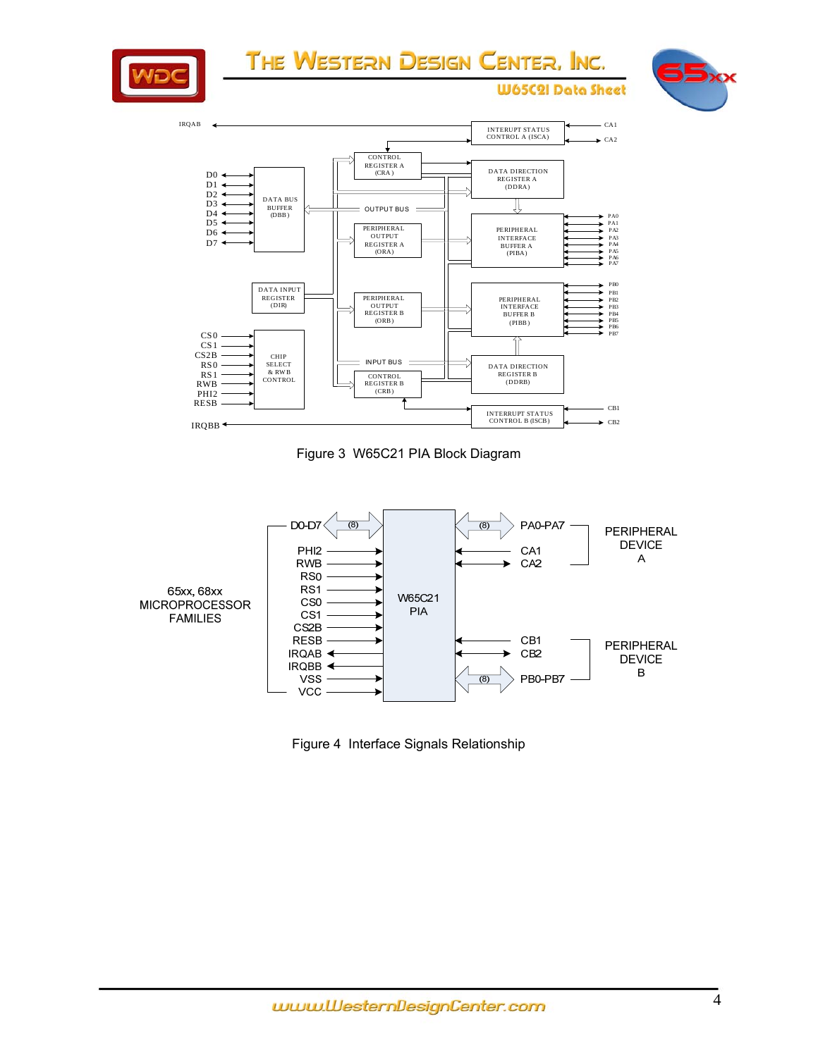Figure 3  W65C21 PIA Block Diagram

Figure 4  Interface Signals Relationship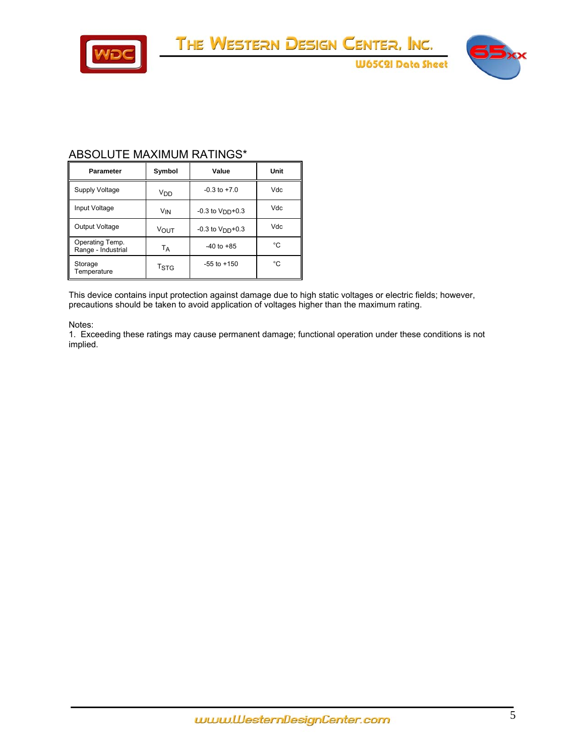## ABSOLUTE MAXIMUM RATINGS*

| Parameter | Symbol | Value | Unit |
| --- | --- | --- | --- |
| Supply Voltage | $V_{DD}$ | -0.3 to +7.0 | Vdc |
| Input Voltage | $V_{IN}$ | -0.3 to $V_{DD}$+0.3 | Vdc |
| Output Voltage | $V_{OUT}$ | -0.3 to $V_{DD}$+0.3 | Vdc |
| Operating Temp. Range - Industrial | $T_A$ | -40 to +85 | °C |
| Storage Temperature | $T_{STG}$ | -55 to +150 | °C |

This device contains input protection against damage due to high static voltages or electric fields; however, precautions should be taken to avoid application of voltages higher than the maximum rating.

Notes:
1. Exceeding these ratings may cause permanent damage; functional operation under these conditions is not implied.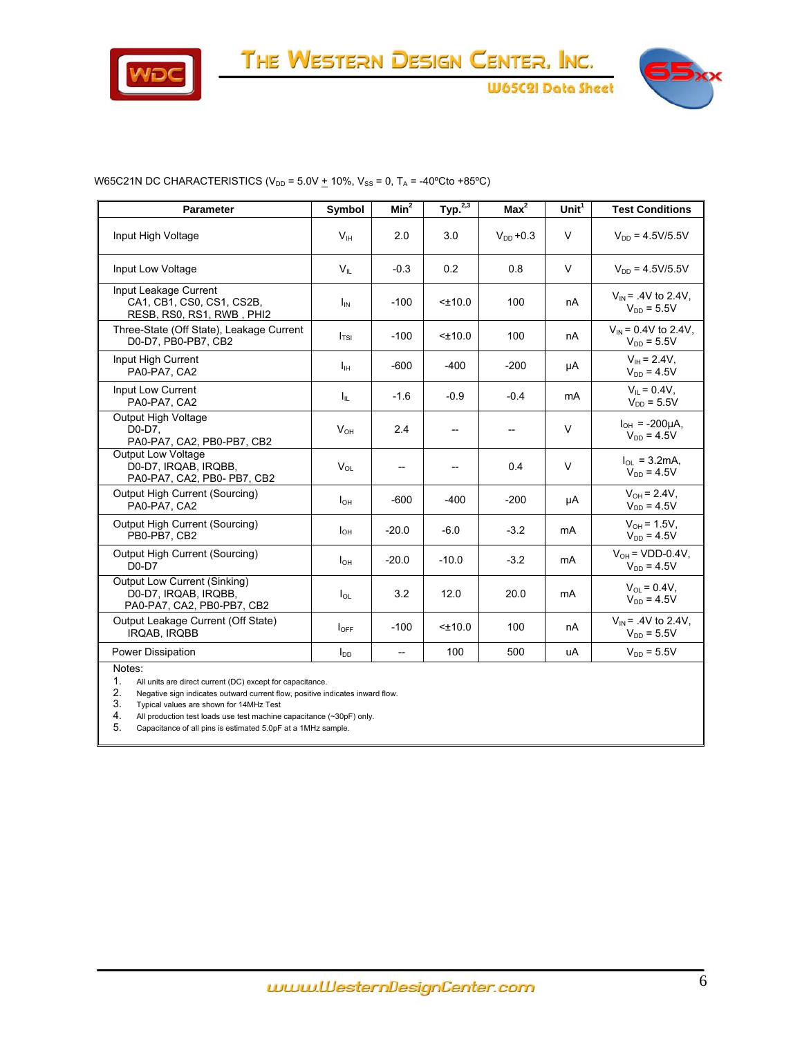W65C21N DC CHARACTERISTICS ($V_{DD}$ = 5.0V ± 10%, $V_{SS}$ = 0, $T_A$ = -40ºCto +85ºC)

| Parameter | Symbol | Min[2] | Typ.[2,3] | Max[2] | Unit[1] | Test Conditions |
|---|---|---|---|---|---|---|
| Input High Voltage | $V_{IH}$ | 2.0 | 3.0 | $V_{DD}$ +0.3 | V | $V_{DD}$ = 4.5V/5.5V |
| Input Low Voltage | $V_{IL}$ | -0.3 | 0.2 | 0.8 | V | $V_{DD}$ = 4.5V/5.5V |
| Input Leakage Current<br>CA1, CB1, CS0, CS1, CS2B, RESB, RS0, RS1, RWB , PHI2 | $I_{IN}$ | -100 | <±10.0 | 100 | nA | $V_{IN}$ = .4V to 2.4V, $V_{DD}$ = 5.5V |
| Three-State (Off State), Leakage Current<br>D0-D7, PB0-PB7, CB2 | $I_{TSI}$ | -100 | <±10.0 | 100 | nA | $V_{IN}$ = 0.4V to 2.4V, $V_{DD}$ = 5.5V |
| Input High Current<br>PA0-PA7, CA2 | $I_{IH}$ | -600 | -400 | -200 | µA | $V_{IH}$ = 2.4V, $V_{DD}$ = 4.5V |
| Input Low Current<br>PA0-PA7, CA2 | $I_{IL}$ | -1.6 | -0.9 | -0.4 | mA | $V_{IL}$ = 0.4V, $V_{DD}$ = 5.5V |
| Output High Voltage<br>D0-D7,<br>PA0-PA7, CA2, PB0-PB7, CB2 | $V_{OH}$ | 2.4 | -- | -- | V | $I_{OH}$ = -200µA, $V_{DD}$ = 4.5V |
| Output Low Voltage<br>D0-D7, IRQAB, IRQBB,<br>PA0-PA7, CA2, PB0- PB7, CB2 | $V_{OL}$ | -- | -- | 0.4 | V | $I_{OL}$ = 3.2mA, $V_{DD}$ = 4.5V |
| Output High Current (Sourcing)<br>PA0-PA7, CA2 | $I_{OH}$ | -600 | -400 | -200 | µA | $V_{OH}$ = 2.4V, $V_{DD}$ = 4.5V |
| Output High Current (Sourcing)<br>PB0-PB7, CB2 | $I_{OH}$ | -20.0 | -6.0 | -3.2 | mA | $V_{OH}$ = 1.5V, $V_{DD}$ = 4.5V |
| Output High Current (Sourcing)<br>D0-D7 | $I_{OH}$ | -20.0 | -10.0 | -3.2 | mA | $V_{OH}$ = VDD-0.4V, $V_{DD}$ = 4.5V |
| Output Low Current (Sinking)<br>D0-D7, IRQAB, IRQBB,<br>PA0-PA7, CA2, PB0-PB7, CB2 | $I_{OL}$ | 3.2 | 12.0 | 20.0 | mA | $V_{OL}$ = 0.4V, $V_{DD}$ = 4.5V |
| Output Leakage Current (Off State)<br>IRQAB, IRQBB | $I_{OFF}$ | -100 | <±10.0 | 100 | nA | $V_{IN}$ = .4V to 2.4V, $V_{DD}$ = 5.5V |
| Power Dissipation | $I_{DD}$ | -- | 100 | 500 | uA | $V_{DD}$ = 5.5V |

Notes:
1. All units are direct current (DC) except for capacitance.
2. Negative sign indicates outward current flow, positive indicates inward flow.
3. Typical values are shown for 14MHz Test
4. All production test loads use test machine capacitance (~30pF) only.
5. Capacitance of all pins is estimated 5.0pF at a 1MHz sample.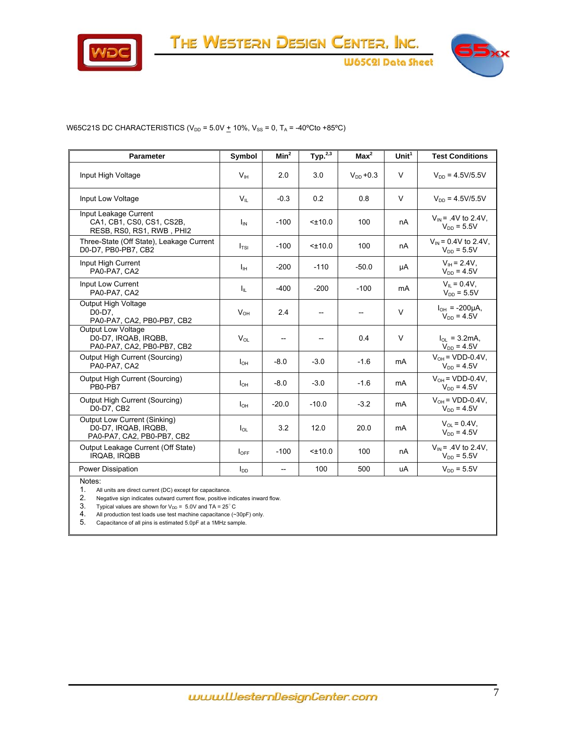W65C21S DC CHARACTERISTICS ($V_{DD}$ = 5.0V ± 10%, $V_{SS}$ = 0, $T_A$ = -40ºCto +85ºC)

| Parameter | Symbol | Min[2] | Typ.[2,3] | Max[2] | Unit[1] | Test Conditions |
|---|---|---|---|---|---|---|
| Input High Voltage | $V_{IH}$ | 2.0 | 3.0 | $V_{DD}$ +0.3 | V | $V_{DD}$ = 4.5V/5.5V |
| Input Low Voltage | $V_{IL}$ | -0.3 | 0.2 | 0.8 | V | $V_{DD}$ = 4.5V/5.5V |
| Input Leakage Current CA1, CB1, CS0, CS1, CS2B, RESB, RS0, RS1, RWB , PHI2 | $I_{IN}$ | -100 | <±10.0 | 100 | nA | $V_{IN}$ = .4V to 2.4V, $V_{DD}$ = 5.5V |
| Three-State (Off State), Leakage Current D0-D7, PB0-PB7, CB2 | $I_{TSI}$ | -100 | <±10.0 | 100 | nA | $V_{IN}$ = 0.4V to 2.4V, $V_{DD}$ = 5.5V |
| Input High Current PA0-PA7, CA2 | $I_{IH}$ | -200 | -110 | -50.0 | µA | $V_{IH}$ = 2.4V, $V_{DD}$ = 4.5V |
| Input Low Current PA0-PA7, CA2 | $I_{IL}$ | -400 | -200 | -100 | mA | $V_{IL}$ = 0.4V, $V_{DD}$ = 5.5V |
| Output High Voltage D0-D7, PA0-PA7, CA2, PB0-PB7, CB2 | $V_{OH}$ | 2.4 | -- | -- | V | $I_{OH}$ = -200µA, $V_{DD}$ = 4.5V |
| Output Low Voltage D0-D7, IRQAB, IRQBB, PA0-PA7, CA2, PB0-PB7, CB2 | $V_{OL}$ | -- | -- | 0.4 | V | $I_{OL}$ = 3.2mA, $V_{DD}$ = 4.5V |
| Output High Current (Sourcing) PA0-PA7, CA2 | $I_{OH}$ | -8.0 | -3.0 | -1.6 | mA | $V_{OH}$ = VDD-0.4V, $V_{DD}$ = 4.5V |
| Output High Current (Sourcing) PB0-PB7 | $I_{OH}$ | -8.0 | -3.0 | -1.6 | mA | $V_{OH}$ = VDD-0.4V, $V_{DD}$ = 4.5V |
| Output High Current (Sourcing) D0-D7, CB2 | $I_{OH}$ | -20.0 | -10.0 | -3.2 | mA | $V_{OH}$ = VDD-0.4V, $V_{DD}$ = 4.5V |
| Output Low Current (Sinking) D0-D7, IRQAB, IRQBB, PA0-PA7, CA2, PB0-PB7, CB2 | $I_{OL}$ | 3.2 | 12.0 | 20.0 | mA | $V_{OL}$ = 0.4V, $V_{DD}$ = 4.5V |
| Output Leakage Current (Off State) IRQAB, IRQBB | $I_{OFF}$ | -100 | <±10.0 | 100 | nA | $V_{IN}$ = .4V to 2.4V, $V_{DD}$ = 5.5V |
| Power Dissipation | $I_{DD}$ | -- | 100 | 500 | uA | $V_{DD}$ = 5.5V |

Notes:
1. All units are direct current (DC) except for capacitance.
2. Negative sign indicates outward current flow, positive indicates inward flow.
3. Typical values are shown for $V_{DD}$ = 5.0V and TA = 25° C
4. All production test loads use test machine capacitance (~30pF) only.
5. Capacitance of all pins is estimated 5.0pF at a 1MHz sample.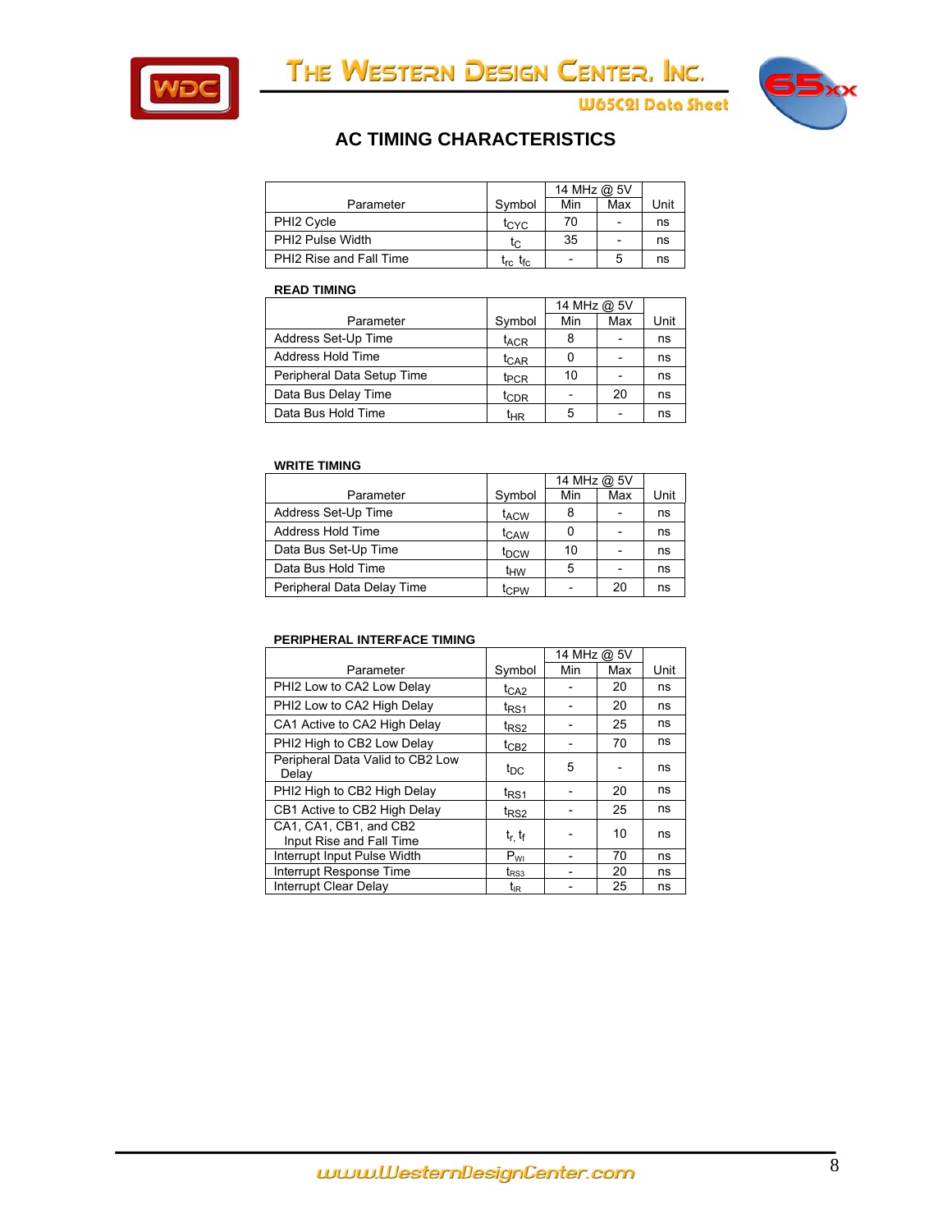# AC TIMING CHARACTERISTICS

| Parameter | Symbol | 14 MHz @ 5V Min | 14 MHz @ 5V Max | Unit |
|---|---|---|---|---|
| PHI2 Cycle | $t_{CYC}$ | 70 | - | ns |
| PHI2 Pulse Width | $t_C$ | 35 | - | ns |
| PHI2 Rise and Fall Time | $t_{rc}$ $t_{fc}$ | - | 5 | ns |

**READ TIMING**

| Parameter | Symbol | 14 MHz @ 5V Min | 14 MHz @ 5V Max | Unit |
|---|---|---|---|---|
| Address Set-Up Time | $t_{ACR}$ | 8 | - | ns |
| Address Hold Time | $t_{CAR}$ | 0 | - | ns |
| Peripheral Data Setup Time | $t_{PCR}$ | 10 | - | ns |
| Data Bus Delay Time | $t_{CDR}$ | - | 20 | ns |
| Data Bus Hold Time | $t_{HR}$ | 5 | - | ns |

**WRITE TIMING**

| Parameter | Symbol | 14 MHz @ 5V Min | 14 MHz @ 5V Max | Unit |
|---|---|---|---|---|
| Address Set-Up Time | $t_{ACW}$ | 8 | - | ns |
| Address Hold Time | $t_{CAW}$ | 0 | - | ns |
| Data Bus Set-Up Time | $t_{DCW}$ | 10 | - | ns |
| Data Bus Hold Time | $t_{HW}$ | 5 | - | ns |
| Peripheral Data Delay Time | $t_{CPW}$ | - | 20 | ns |

**PERIPHERAL INTERFACE TIMING**

| Parameter | Symbol | 14 MHz @ 5V Min | 14 MHz @ 5V Max | Unit |
|---|---|---|---|---|
| PHI2 Low to CA2 Low Delay | $t_{CA2}$ | - | 20 | ns |
| PHI2 Low to CA2 High Delay | $t_{RS1}$ | - | 20 | ns |
| CA1 Active to CA2 High Delay | $t_{RS2}$ | - | 25 | ns |
| PHI2 High to CB2 Low Delay | $t_{CB2}$ | - | 70 | ns |
| Peripheral Data Valid to CB2 Low Delay | $t_{DC}$ | 5 | - | ns |
| PHI2 High to CB2 High Delay | $t_{RS1}$ | - | 20 | ns |
| CB1 Active to CB2 High Delay | $t_{RS2}$ | - | 25 | ns |
| CA1, CA1, CB1, and CB2 Input Rise and Fall Time | $t_r$, $t_f$ | - | 10 | ns |
| Interrupt Input Pulse Width | $P_{WI}$ | - | 70 | ns |
| Interrupt Response Time | $t_{RS3}$ | - | 20 | ns |
| Interrupt Clear Delay | $t_{IR}$ | - | 25 | ns |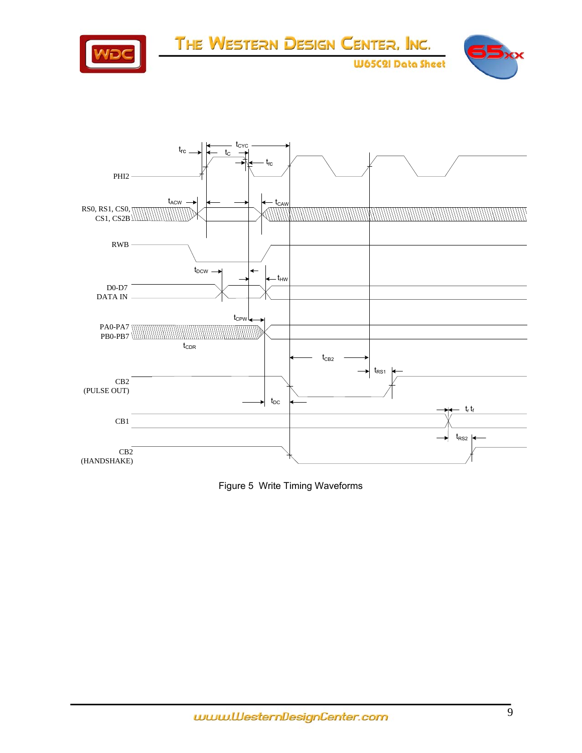Figure 5 Write Timing Waveforms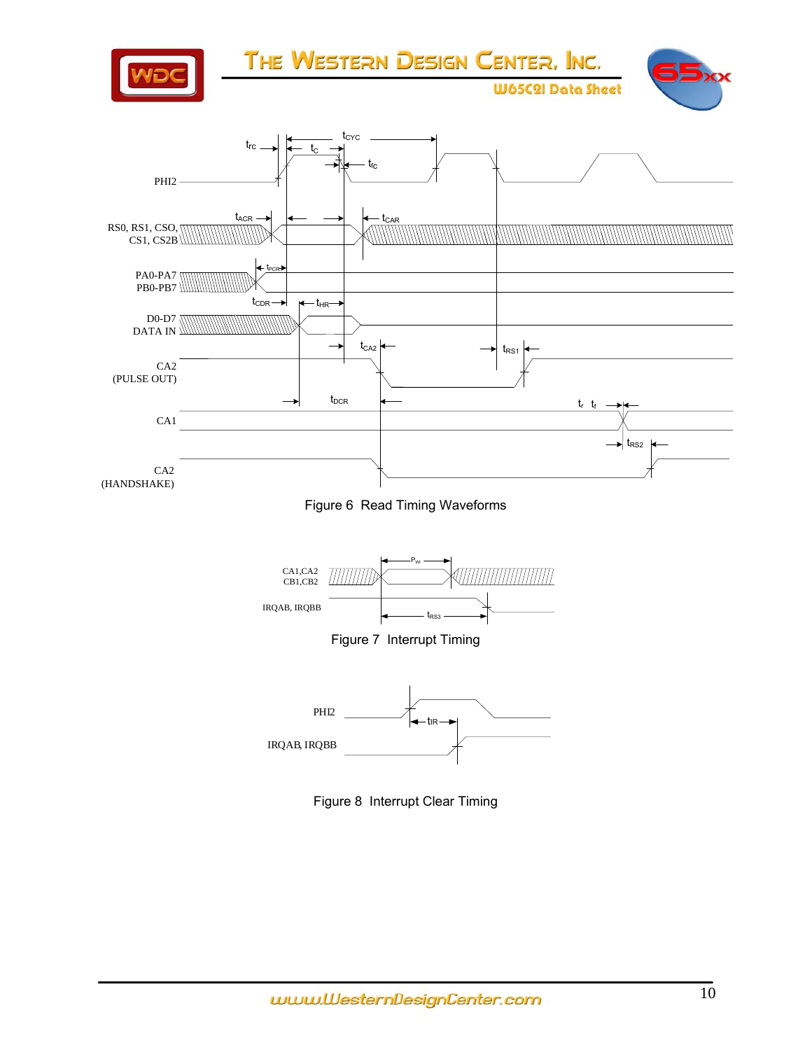Figure 6 Read Timing Waveforms

Figure 7 Interrupt Timing

Figure 8 Interrupt Clear Timing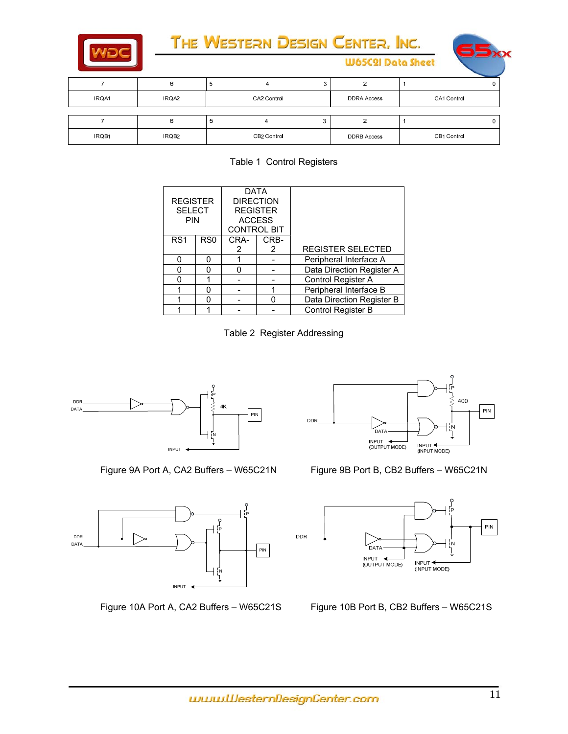| 7 | 6 | 5 | 4 | 3 | 2 | 1 | 0 |
|---|---|---|---|---|---|---|---|
| IRQA1 | IRQA2 | CA2 Control | | | DDRA Access | CA1 Control | |

| 7 | 6 | 5 | 4 | 3 | 2 | 1 | 0 |
|---|---|---|---|---|---|---|---|
| IRQB1 | IRQB2 | CB2 Control | | | DDRB Access | CB1 Control | |

Table 1 Control Registers

| REGISTER SELECT PIN | | DATA DIRECTION REGISTER ACCESS CONTROL BIT | | |
|---|---|---|---|---|
| RS1 | RS0 | CRA-2 | CRB-2 | REGISTER SELECTED |
| 0 | 0 | 1 | - | Peripheral Interface A |
| 0 | 0 | 0 | - | Data Direction Register A |
| 0 | 1 | - | - | Control Register A |
| 1 | 0 | - | 1 | Peripheral Interface B |
| 1 | 0 | - | 0 | Data Direction Register B |
| 1 | 1 | - | - | Control Register B |

Table 2 Register Addressing

Figure 9A Port A, CA2 Buffers – W65C21N

Figure 9B Port B, CB2 Buffers – W65C21N

Figure 10A Port A, CA2 Buffers – W65C21S

Figure 10B Port B, CB2 Buffers – W65C21S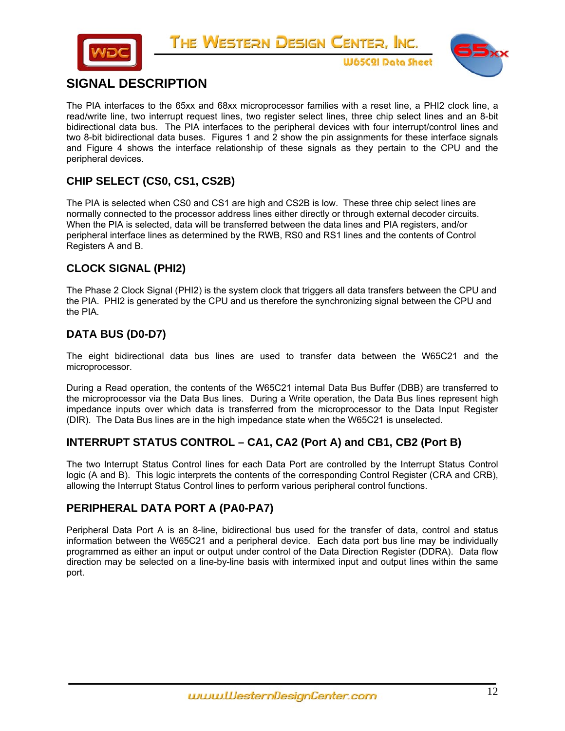## SIGNAL DESCRIPTION

The PIA interfaces to the 65xx and 68xx microprocessor families with a reset line, a PHI2 clock line, a read/write line, two interrupt request lines, two register select lines, three chip select lines and an 8-bit bidirectional data bus. The PIA interfaces to the peripheral devices with four interrupt/control lines and two 8-bit bidirectional data buses. Figures 1 and 2 show the pin assignments for these interface signals and Figure 4 shows the interface relationship of these signals as they pertain to the CPU and the peripheral devices.

### CHIP SELECT (CS0, CS1, CS2B)

The PIA is selected when CS0 and CS1 are high and CS2B is low. These three chip select lines are normally connected to the processor address lines either directly or through external decoder circuits. When the PIA is selected, data will be transferred between the data lines and PIA registers, and/or peripheral interface lines as determined by the RWB, RS0 and RS1 lines and the contents of Control Registers A and B.

### CLOCK SIGNAL (PHI2)

The Phase 2 Clock Signal (PHI2) is the system clock that triggers all data transfers between the CPU and the PIA. PHI2 is generated by the CPU and us therefore the synchronizing signal between the CPU and the PIA.

### DATA BUS (D0-D7)

The eight bidirectional data bus lines are used to transfer data between the W65C21 and the microprocessor.

During a Read operation, the contents of the W65C21 internal Data Bus Buffer (DBB) are transferred to the microprocessor via the Data Bus lines. During a Write operation, the Data Bus lines represent high impedance inputs over which data is transferred from the microprocessor to the Data Input Register (DIR). The Data Bus lines are in the high impedance state when the W65C21 is unselected.

### INTERRUPT STATUS CONTROL – CA1, CA2 (Port A) and CB1, CB2 (Port B)

The two Interrupt Status Control lines for each Data Port are controlled by the Interrupt Status Control logic (A and B). This logic interprets the contents of the corresponding Control Register (CRA and CRB), allowing the Interrupt Status Control lines to perform various peripheral control functions.

### PERIPHERAL DATA PORT A (PA0-PA7)

Peripheral Data Port A is an 8-line, bidirectional bus used for the transfer of data, control and status information between the W65C21 and a peripheral device. Each data port bus line may be individually programmed as either an input or output under control of the Data Direction Register (DDRA). Data flow direction may be selected on a line-by-line basis with intermixed input and output lines within the same port.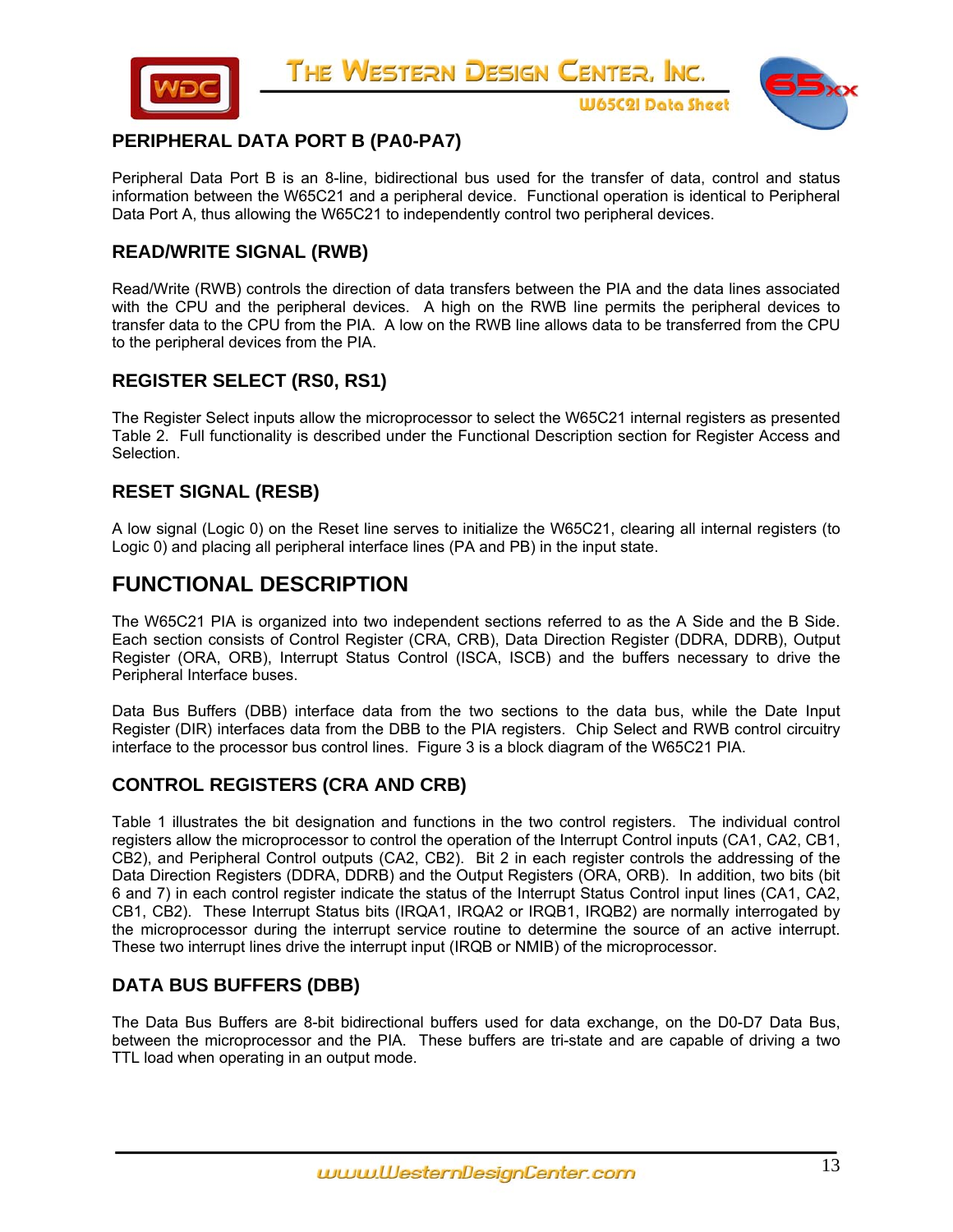## PERIPHERAL DATA PORT B (PA0-PA7)

Peripheral Data Port B is an 8-line, bidirectional bus used for the transfer of data, control and status information between the W65C21 and a peripheral device. Functional operation is identical to Peripheral Data Port A, thus allowing the W65C21 to independently control two peripheral devices.

## READ/WRITE SIGNAL (RWB)

Read/Write (RWB) controls the direction of data transfers between the PIA and the data lines associated with the CPU and the peripheral devices. A high on the RWB line permits the peripheral devices to transfer data to the CPU from the PIA. A low on the RWB line allows data to be transferred from the CPU to the peripheral devices from the PIA.

## REGISTER SELECT (RS0, RS1)

The Register Select inputs allow the microprocessor to select the W65C21 internal registers as presented Table 2. Full functionality is described under the Functional Description section for Register Access and Selection.

## RESET SIGNAL (RESB)

A low signal (Logic 0) on the Reset line serves to initialize the W65C21, clearing all internal registers (to Logic 0) and placing all peripheral interface lines (PA and PB) in the input state.

# FUNCTIONAL DESCRIPTION

The W65C21 PIA is organized into two independent sections referred to as the A Side and the B Side. Each section consists of Control Register (CRA, CRB), Data Direction Register (DDRA, DDRB), Output Register (ORA, ORB), Interrupt Status Control (ISCA, ISCB) and the buffers necessary to drive the Peripheral Interface buses.

Data Bus Buffers (DBB) interface data from the two sections to the data bus, while the Date Input Register (DIR) interfaces data from the DBB to the PIA registers. Chip Select and RWB control circuitry interface to the processor bus control lines. Figure 3 is a block diagram of the W65C21 PIA.

## CONTROL REGISTERS (CRA AND CRB)

Table 1 illustrates the bit designation and functions in the two control registers. The individual control registers allow the microprocessor to control the operation of the Interrupt Control inputs (CA1, CA2, CB1, CB2), and Peripheral Control outputs (CA2, CB2). Bit 2 in each register controls the addressing of the Data Direction Registers (DDRA, DDRB) and the Output Registers (ORA, ORB). In addition, two bits (bit 6 and 7) in each control register indicate the status of the Interrupt Status Control input lines (CA1, CA2, CB1, CB2). These Interrupt Status bits (IRQA1, IRQA2 or IRQB1, IRQB2) are normally interrogated by the microprocessor during the interrupt service routine to determine the source of an active interrupt. These two interrupt lines drive the interrupt input (IRQB or NMIB) of the microprocessor.

## DATA BUS BUFFERS (DBB)

The Data Bus Buffers are 8-bit bidirectional buffers used for data exchange, on the D0-D7 Data Bus, between the microprocessor and the PIA. These buffers are tri-state and are capable of driving a two TTL load when operating in an output mode.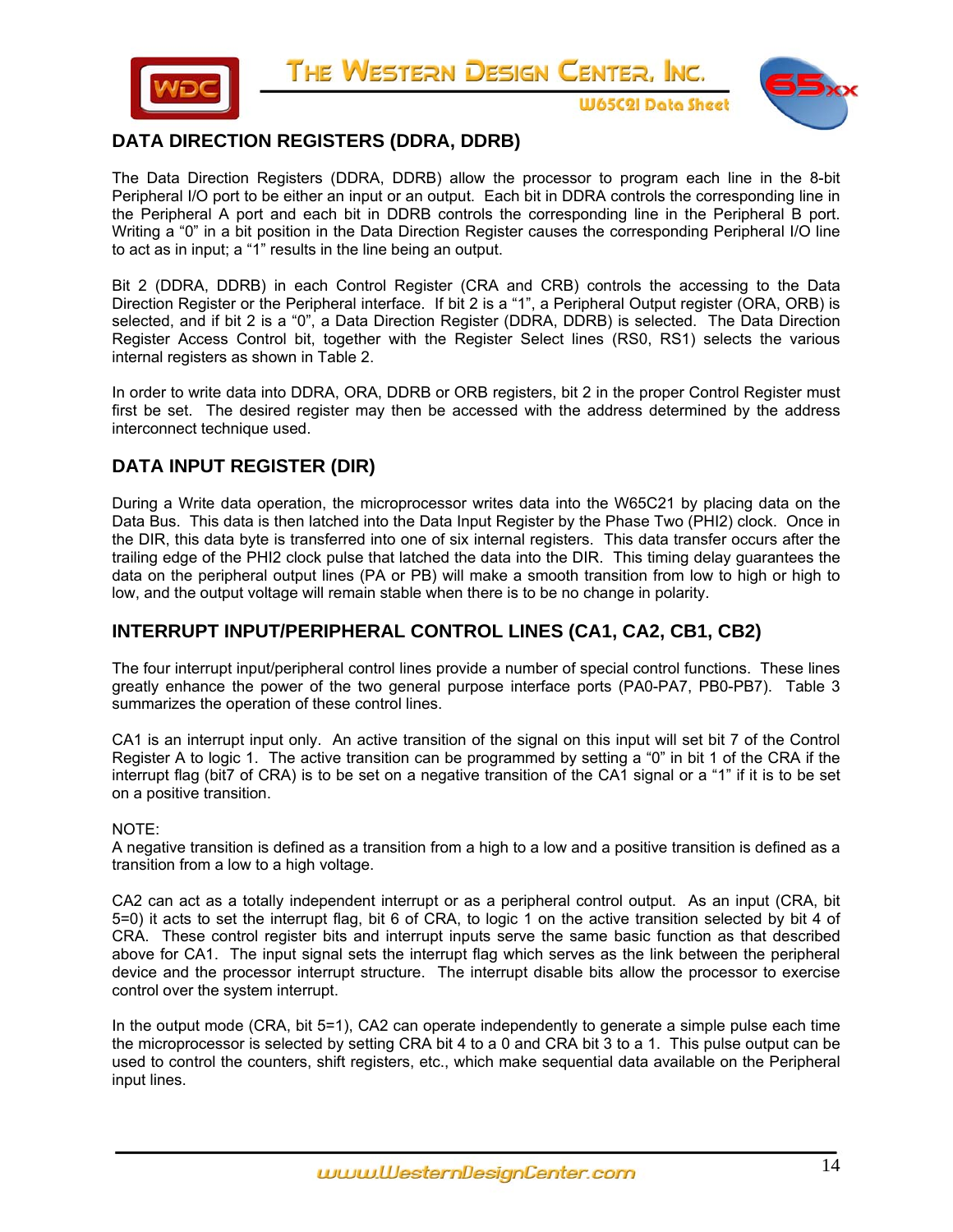## DATA DIRECTION REGISTERS (DDRA, DDRB)

The Data Direction Registers (DDRA, DDRB) allow the processor to program each line in the 8-bit Peripheral I/O port to be either an input or an output. Each bit in DDRA controls the corresponding line in the Peripheral A port and each bit in DDRB controls the corresponding line in the Peripheral B port. Writing a "0" in a bit position in the Data Direction Register causes the corresponding Peripheral I/O line to act as in input; a "1" results in the line being an output.

Bit 2 (DDRA, DDRB) in each Control Register (CRA and CRB) controls the accessing to the Data Direction Register or the Peripheral interface. If bit 2 is a "1", a Peripheral Output register (ORA, ORB) is selected, and if bit 2 is a "0", a Data Direction Register (DDRA, DDRB) is selected. The Data Direction Register Access Control bit, together with the Register Select lines (RS0, RS1) selects the various internal registers as shown in Table 2.

In order to write data into DDRA, ORA, DDRB or ORB registers, bit 2 in the proper Control Register must first be set. The desired register may then be accessed with the address determined by the address interconnect technique used.

## DATA INPUT REGISTER (DIR)

During a Write data operation, the microprocessor writes data into the W65C21 by placing data on the Data Bus. This data is then latched into the Data Input Register by the Phase Two (PHI2) clock. Once in the DIR, this data byte is transferred into one of six internal registers. This data transfer occurs after the trailing edge of the PHI2 clock pulse that latched the data into the DIR. This timing delay guarantees the data on the peripheral output lines (PA or PB) will make a smooth transition from low to high or high to low, and the output voltage will remain stable when there is to be no change in polarity.

## INTERRUPT INPUT/PERIPHERAL CONTROL LINES (CA1, CA2, CB1, CB2)

The four interrupt input/peripheral control lines provide a number of special control functions. These lines greatly enhance the power of the two general purpose interface ports (PA0-PA7, PB0-PB7). Table 3 summarizes the operation of these control lines.

CA1 is an interrupt input only. An active transition of the signal on this input will set bit 7 of the Control Register A to logic 1. The active transition can be programmed by setting a "0" in bit 1 of the CRA if the interrupt flag (bit7 of CRA) is to be set on a negative transition of the CA1 signal or a "1" if it is to be set on a positive transition.

NOTE:
A negative transition is defined as a transition from a high to a low and a positive transition is defined as a transition from a low to a high voltage.

CA2 can act as a totally independent interrupt or as a peripheral control output. As an input (CRA, bit 5=0) it acts to set the interrupt flag, bit 6 of CRA, to logic 1 on the active transition selected by bit 4 of CRA. These control register bits and interrupt inputs serve the same basic function as that described above for CA1. The input signal sets the interrupt flag which serves as the link between the peripheral device and the processor interrupt structure. The interrupt disable bits allow the processor to exercise control over the system interrupt.

In the output mode (CRA, bit 5=1), CA2 can operate independently to generate a simple pulse each time the microprocessor is selected by setting CRA bit 4 to a 0 and CRA bit 3 to a 1. This pulse output can be used to control the counters, shift registers, etc., which make sequential data available on the Peripheral input lines.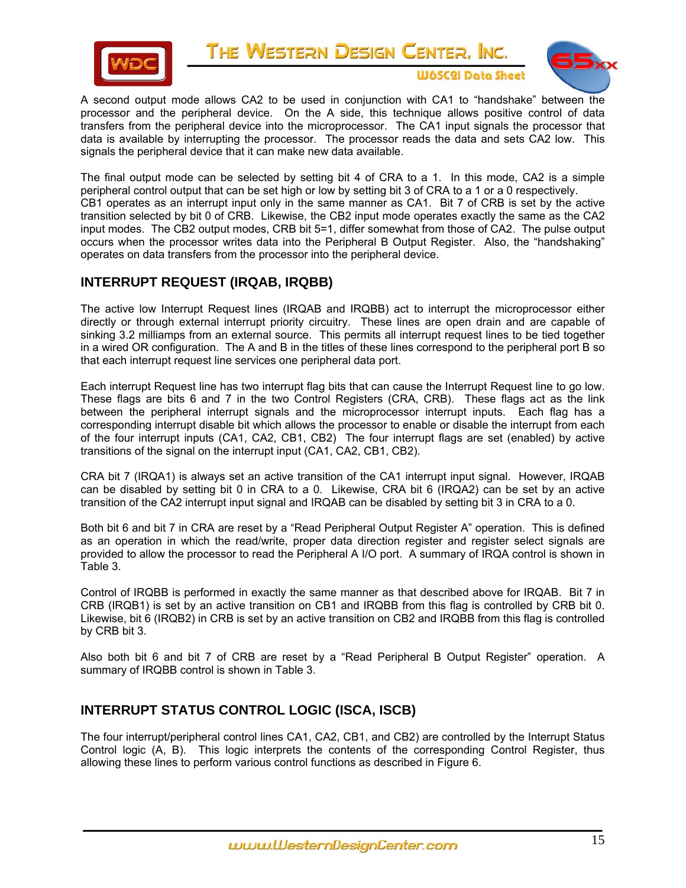A second output mode allows CA2 to be used in conjunction with CA1 to “handshake” between the processor and the peripheral device. On the A side, this technique allows positive control of data transfers from the peripheral device into the microprocessor. The CA1 input signals the processor that data is available by interrupting the processor. The processor reads the data and sets CA2 low. This signals the peripheral device that it can make new data available.

The final output mode can be selected by setting bit 4 of CRA to a 1. In this mode, CA2 is a simple peripheral control output that can be set high or low by setting bit 3 of CRA to a 1 or a 0 respectively.
CB1 operates as an interrupt input only in the same manner as CA1. Bit 7 of CRB is set by the active transition selected by bit 0 of CRB. Likewise, the CB2 input mode operates exactly the same as the CA2 input modes. The CB2 output modes, CRB bit 5=1, differ somewhat from those of CA2. The pulse output occurs when the processor writes data into the Peripheral B Output Register. Also, the “handshaking” operates on data transfers from the processor into the peripheral device.

## INTERRUPT REQUEST (IRQAB, IRQBB)

The active low Interrupt Request lines (IRQAB and IRQBB) act to interrupt the microprocessor either directly or through external interrupt priority circuitry. These lines are open drain and are capable of sinking 3.2 milliamps from an external source. This permits all interrupt request lines to be tied together in a wired OR configuration. The A and B in the titles of these lines correspond to the peripheral port B so that each interrupt request line services one peripheral data port.

Each interrupt Request line has two interrupt flag bits that can cause the Interrupt Request line to go low. These flags are bits 6 and 7 in the two Control Registers (CRA, CRB). These flags act as the link between the peripheral interrupt signals and the microprocessor interrupt inputs. Each flag has a corresponding interrupt disable bit which allows the processor to enable or disable the interrupt from each of the four interrupt inputs (CA1, CA2, CB1, CB2) The four interrupt flags are set (enabled) by active transitions of the signal on the interrupt input (CA1, CA2, CB1, CB2).

CRA bit 7 (IRQA1) is always set an active transition of the CA1 interrupt input signal. However, IRQAB can be disabled by setting bit 0 in CRA to a 0. Likewise, CRA bit 6 (IRQA2) can be set by an active transition of the CA2 interrupt input signal and IRQAB can be disabled by setting bit 3 in CRA to a 0.

Both bit 6 and bit 7 in CRA are reset by a “Read Peripheral Output Register A” operation. This is defined as an operation in which the read/write, proper data direction register and register select signals are provided to allow the processor to read the Peripheral A I/O port. A summary of IRQA control is shown in Table 3.

Control of IRQBB is performed in exactly the same manner as that described above for IRQAB. Bit 7 in CRB (IRQB1) is set by an active transition on CB1 and IRQBB from this flag is controlled by CRB bit 0. Likewise, bit 6 (IRQB2) in CRB is set by an active transition on CB2 and IRQBB from this flag is controlled by CRB bit 3.

Also both bit 6 and bit 7 of CRB are reset by a “Read Peripheral B Output Register” operation. A summary of IRQBB control is shown in Table 3.

## INTERRUPT STATUS CONTROL LOGIC (ISCA, ISCB)

The four interrupt/peripheral control lines CA1, CA2, CB1, and CB2) are controlled by the Interrupt Status Control logic (A, B). This logic interprets the contents of the corresponding Control Register, thus allowing these lines to perform various control functions as described in Figure 6.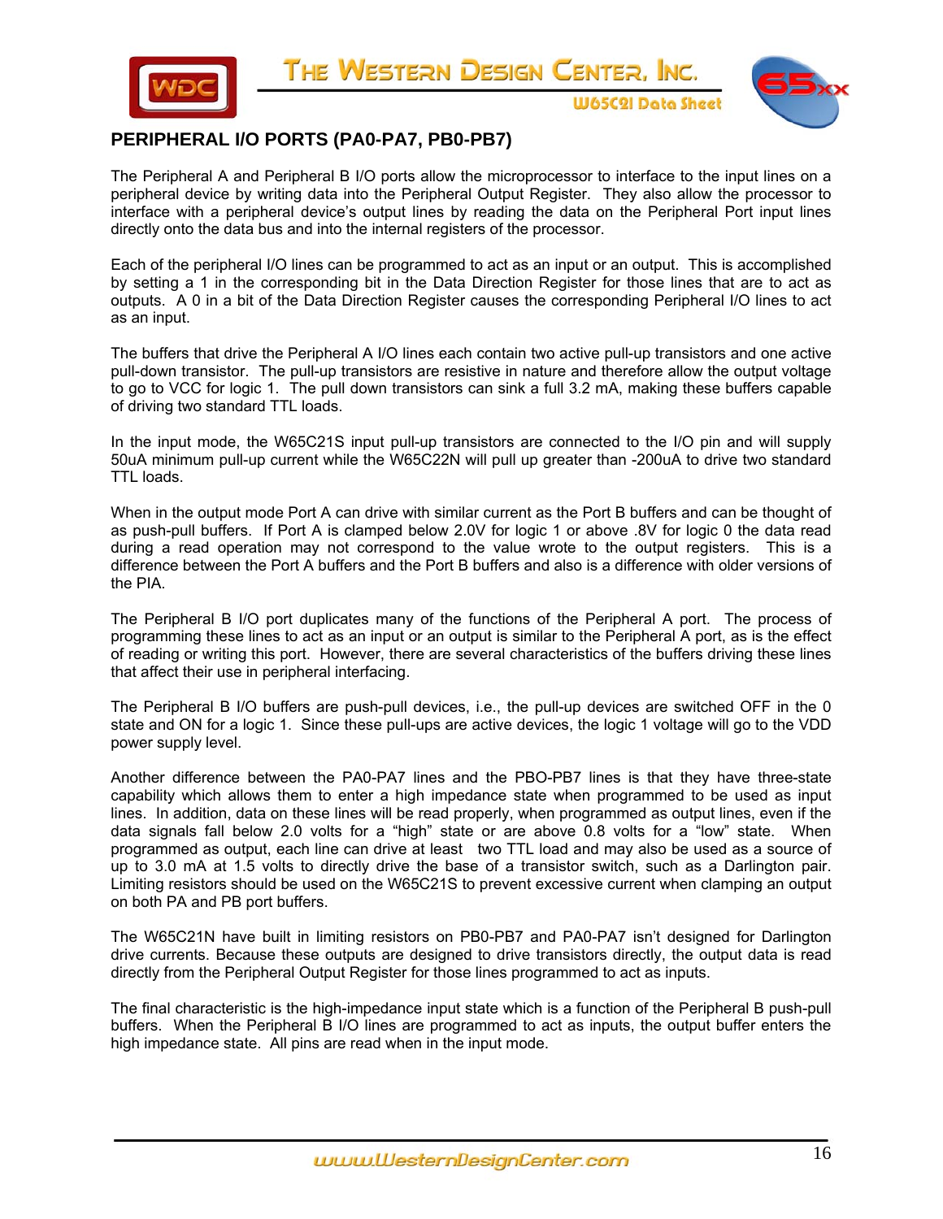## PERIPHERAL I/O PORTS (PA0-PA7, PB0-PB7)

The Peripheral A and Peripheral B I/O ports allow the microprocessor to interface to the input lines on a peripheral device by writing data into the Peripheral Output Register. They also allow the processor to interface with a peripheral device's output lines by reading the data on the Peripheral Port input lines directly onto the data bus and into the internal registers of the processor.

Each of the peripheral I/O lines can be programmed to act as an input or an output. This is accomplished by setting a 1 in the corresponding bit in the Data Direction Register for those lines that are to act as outputs. A 0 in a bit of the Data Direction Register causes the corresponding Peripheral I/O lines to act as an input.

The buffers that drive the Peripheral A I/O lines each contain two active pull-up transistors and one active pull-down transistor. The pull-up transistors are resistive in nature and therefore allow the output voltage to go to VCC for logic 1. The pull down transistors can sink a full 3.2 mA, making these buffers capable of driving two standard TTL loads.

In the input mode, the W65C21S input pull-up transistors are connected to the I/O pin and will supply 50uA minimum pull-up current while the W65C22N will pull up greater than -200uA to drive two standard TTL loads.

When in the output mode Port A can drive with similar current as the Port B buffers and can be thought of as push-pull buffers. If Port A is clamped below 2.0V for logic 1 or above .8V for logic 0 the data read during a read operation may not correspond to the value wrote to the output registers. This is a difference between the Port A buffers and the Port B buffers and also is a difference with older versions of the PIA.

The Peripheral B I/O port duplicates many of the functions of the Peripheral A port. The process of programming these lines to act as an input or an output is similar to the Peripheral A port, as is the effect of reading or writing this port. However, there are several characteristics of the buffers driving these lines that affect their use in peripheral interfacing.

The Peripheral B I/O buffers are push-pull devices, i.e., the pull-up devices are switched OFF in the 0 state and ON for a logic 1. Since these pull-ups are active devices, the logic 1 voltage will go to the VDD power supply level.

Another difference between the PA0-PA7 lines and the PBO-PB7 lines is that they have three-state capability which allows them to enter a high impedance state when programmed to be used as input lines. In addition, data on these lines will be read properly, when programmed as output lines, even if the data signals fall below 2.0 volts for a "high" state or are above 0.8 volts for a "low" state. When programmed as output, each line can drive at least two TTL load and may also be used as a source of up to 3.0 mA at 1.5 volts to directly drive the base of a transistor switch, such as a Darlington pair. Limiting resistors should be used on the W65C21S to prevent excessive current when clamping an output on both PA and PB port buffers.

The W65C21N have built in limiting resistors on PB0-PB7 and PA0-PA7 isn't designed for Darlington drive currents. Because these outputs are designed to drive transistors directly, the output data is read directly from the Peripheral Output Register for those lines programmed to act as inputs.

The final characteristic is the high-impedance input state which is a function of the Peripheral B push-pull buffers. When the Peripheral B I/O lines are programmed to act as inputs, the output buffer enters the high impedance state. All pins are read when in the input mode.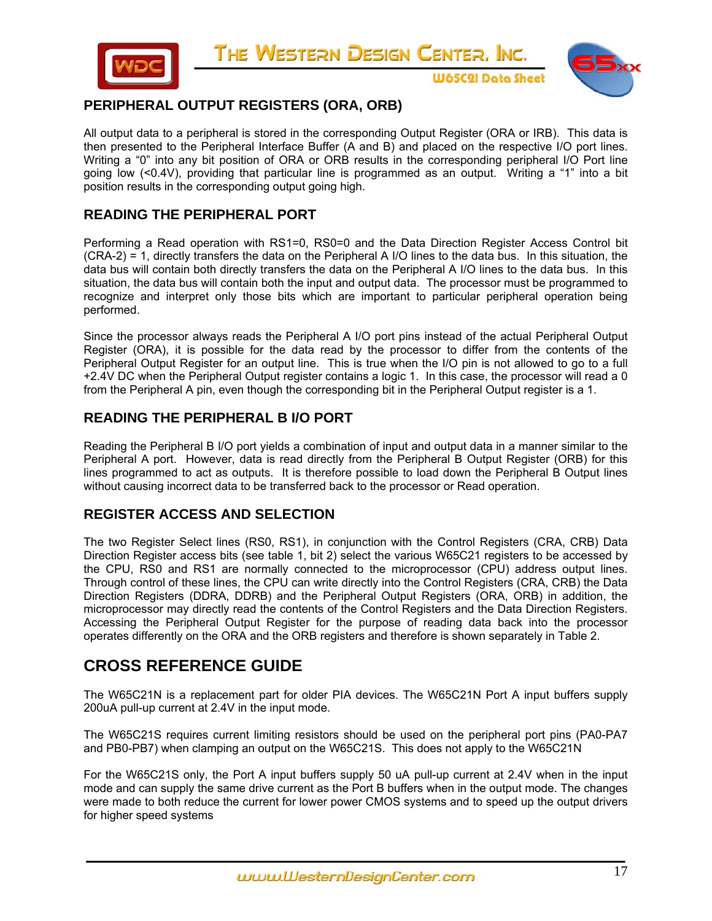## PERIPHERAL OUTPUT REGISTERS (ORA, ORB)

All output data to a peripheral is stored in the corresponding Output Register (ORA or IRB). This data is then presented to the Peripheral Interface Buffer (A and B) and placed on the respective I/O port lines. Writing a "0" into any bit position of ORA or ORB results in the corresponding peripheral I/O Port line going low (<0.4V), providing that particular line is programmed as an output. Writing a "1" into a bit position results in the corresponding output going high.

### READING THE PERIPHERAL PORT

Performing a Read operation with RS1=0, RS0=0 and the Data Direction Register Access Control bit (CRA-2) = 1, directly transfers the data on the Peripheral A I/O lines to the data bus. In this situation, the data bus will contain both directly transfers the data on the Peripheral A I/O lines to the data bus. In this situation, the data bus will contain both the input and output data. The processor must be programmed to recognize and interpret only those bits which are important to particular peripheral operation being performed.

Since the processor always reads the Peripheral A I/O port pins instead of the actual Peripheral Output Register (ORA), it is possible for the data read by the processor to differ from the contents of the Peripheral Output Register for an output line. This is true when the I/O pin is not allowed to go to a full +2.4V DC when the Peripheral Output register contains a logic 1. In this case, the processor will read a 0 from the Peripheral A pin, even though the corresponding bit in the Peripheral Output register is a 1.

### READING THE PERIPHERAL B I/O PORT

Reading the Peripheral B I/O port yields a combination of input and output data in a manner similar to the Peripheral A port. However, data is read directly from the Peripheral B Output Register (ORB) for this lines programmed to act as outputs. It is therefore possible to load down the Peripheral B Output lines without causing incorrect data to be transferred back to the processor or Read operation.

### REGISTER ACCESS AND SELECTION

The two Register Select lines (RS0, RS1), in conjunction with the Control Registers (CRA, CRB) Data Direction Register access bits (see table 1, bit 2) select the various W65C21 registers to be accessed by the CPU, RS0 and RS1 are normally connected to the microprocessor (CPU) address output lines. Through control of these lines, the CPU can write directly into the Control Registers (CRA, CRB) the Data Direction Registers (DDRA, DDRB) and the Peripheral Output Registers (ORA, ORB) in addition, the microprocessor may directly read the contents of the Control Registers and the Data Direction Registers. Accessing the Peripheral Output Register for the purpose of reading data back into the processor operates differently on the ORA and the ORB registers and therefore is shown separately in Table 2.

## CROSS REFERENCE GUIDE

The W65C21N is a replacement part for older PIA devices. The W65C21N Port A input buffers supply 200uA pull-up current at 2.4V in the input mode.

The W65C21S requires current limiting resistors should be used on the peripheral port pins (PA0-PA7 and PB0-PB7) when clamping an output on the W65C21S. This does not apply to the W65C21N

For the W65C21S only, the Port A input buffers supply 50 uA pull-up current at 2.4V when in the input mode and can supply the same drive current as the Port B buffers when in the output mode. The changes were made to both reduce the current for lower power CMOS systems and to speed up the output drivers for higher speed systems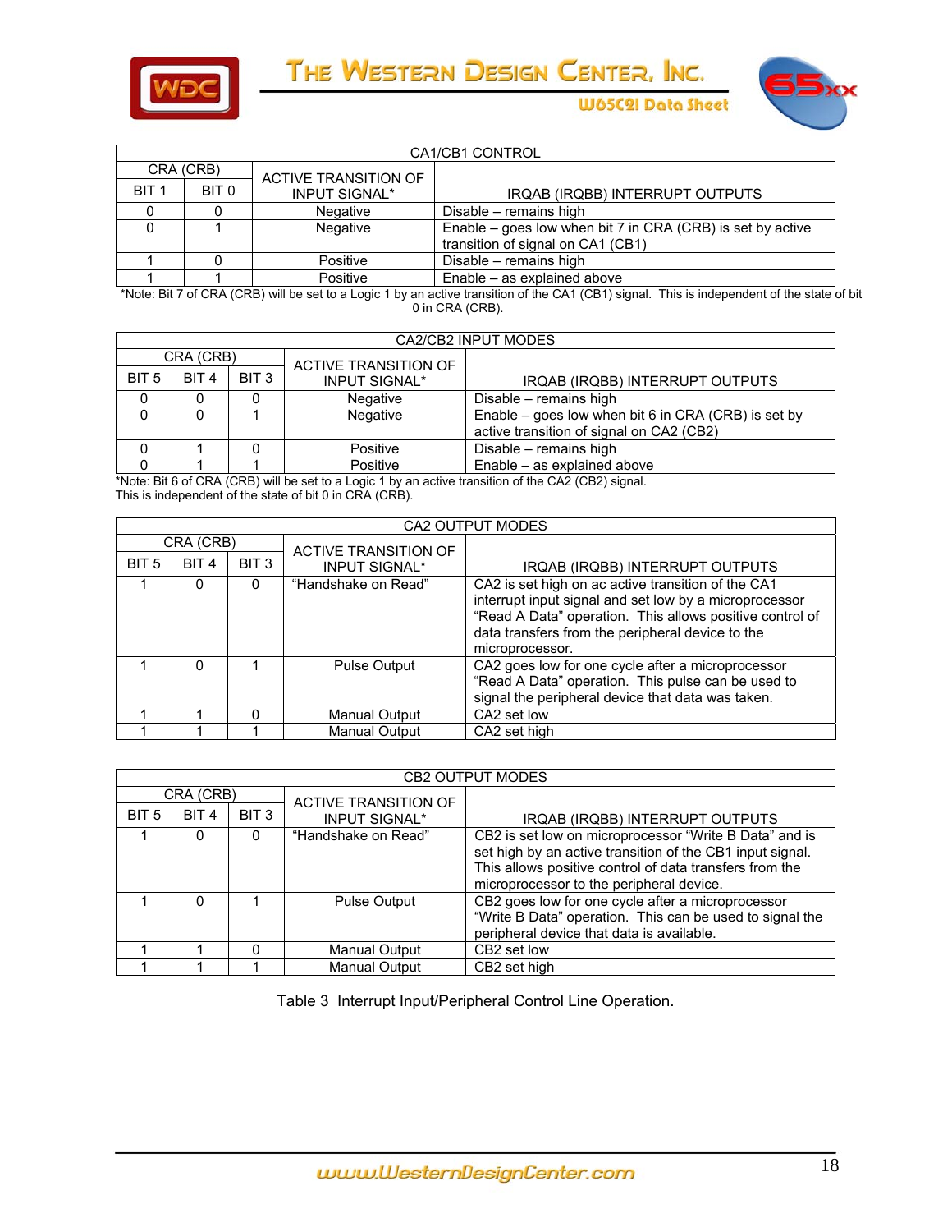| CA1/CB1 CONTROL | | | |
|---|---|---|---|
| CRA (CRB) | | ACTIVE TRANSITION OF INPUT SIGNAL* | IRQAB (IRQBB) INTERRUPT OUTPUTS |
| BIT 1 | BIT 0 | | |
| 0 | 0 | Negative | Disable – remains high |
| 0 | 1 | Negative | Enable – goes low when bit 7 in CRA (CRB) is set by active transition of signal on CA1 (CB1) |
| 1 | 0 | Positive | Disable – remains high |
| 1 | 1 | Positive | Enable – as explained above |

*Note: Bit 7 of CRA (CRB) will be set to a Logic 1 by an active transition of the CA1 (CB1) signal. This is independent of the state of bit 0 in CRA (CRB).

| CA2/CB2 INPUT MODES | | | | |
|---|---|---|---|---|
| CRA (CRB) | | | ACTIVE TRANSITION OF INPUT SIGNAL* | IRQAB (IRQBB) INTERRUPT OUTPUTS |
| BIT 5 | BIT 4 | BIT 3 | | |
| 0 | 0 | 0 | Negative | Disable – remains high |
| 0 | 0 | 1 | Negative | Enable – goes low when bit 6 in CRA (CRB) is set by active transition of signal on CA2 (CB2) |
| 0 | 1 | 0 | Positive | Disable – remains high |
| 0 | 1 | 1 | Positive | Enable – as explained above |

*Note: Bit 6 of CRA (CRB) will be set to a Logic 1 by an active transition of the CA2 (CB2) signal.
This is independent of the state of bit 0 in CRA (CRB).

| CA2 OUTPUT MODES | | | | |
|---|---|---|---|---|
| CRA (CRB) | | | ACTIVE TRANSITION OF INPUT SIGNAL* | IRQAB (IRQBB) INTERRUPT OUTPUTS |
| BIT 5 | BIT 4 | BIT 3 | | |
| 1 | 0 | 0 | "Handshake on Read" | CA2 is set high on ac active transition of the CA1 interrupt input signal and set low by a microprocessor "Read A Data" operation. This allows positive control of data transfers from the peripheral device to the microprocessor. |
| 1 | 0 | 1 | Pulse Output | CA2 goes low for one cycle after a microprocessor "Read A Data" operation. This pulse can be used to signal the peripheral device that data was taken. |
| 1 | 1 | 0 | Manual Output | CA2 set low |
| 1 | 1 | 1 | Manual Output | CA2 set high |

| CB2 OUTPUT MODES | | | | |
|---|---|---|---|---|
| CRA (CRB) | | | ACTIVE TRANSITION OF INPUT SIGNAL* | IRQAB (IRQBB) INTERRUPT OUTPUTS |
| BIT 5 | BIT 4 | BIT 3 | | |
| 1 | 0 | 0 | "Handshake on Read" | CB2 is set low on microprocessor "Write B Data" and is set high by an active transition of the CB1 input signal. This allows positive control of data transfers from the microprocessor to the peripheral device. |
| 1 | 0 | 1 | Pulse Output | CB2 goes low for one cycle after a microprocessor "Write B Data" operation. This can be used to signal the peripheral device that data is available. |
| 1 | 1 | 0 | Manual Output | CB2 set low |
| 1 | 1 | 1 | Manual Output | CB2 set high |

Table 3 Interrupt Input/Peripheral Control Line Operation.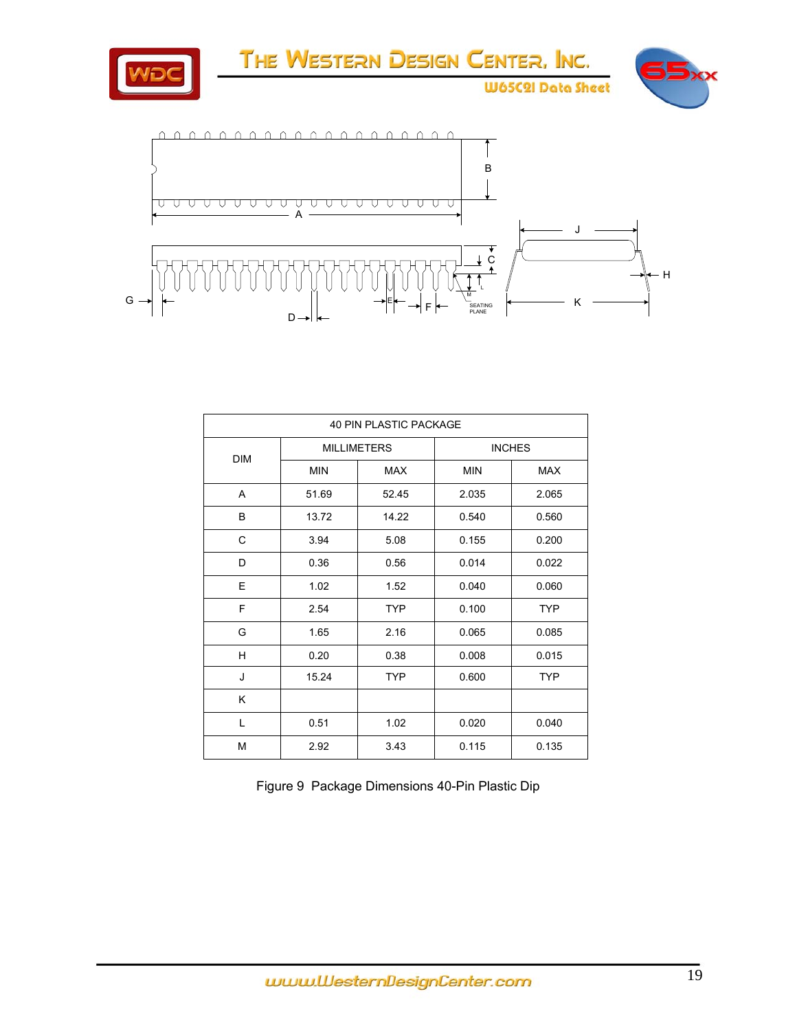| 40 PIN PLASTIC PACKAGE | | | | |
|---|---|---|---|---|
| DIM | MILLIMETERS | | INCHES | |
| | MIN | MAX | MIN | MAX |
| A | 51.69 | 52.45 | 2.035 | 2.065 |
| B | 13.72 | 14.22 | 0.540 | 0.560 |
| C | 3.94 | 5.08 | 0.155 | 0.200 |
| D | 0.36 | 0.56 | 0.014 | 0.022 |
| E | 1.02 | 1.52 | 0.040 | 0.060 |
| F | 2.54 | TYP | 0.100 | TYP |
| G | 1.65 | 2.16 | 0.065 | 0.085 |
| H | 0.20 | 0.38 | 0.008 | 0.015 |
| J | 15.24 | TYP | 0.600 | TYP |
| K | | | | |
| L | 0.51 | 1.02 | 0.020 | 0.040 |
| M | 2.92 | 3.43 | 0.115 | 0.135 |

Figure 9 Package Dimensions 40-Pin Plastic Dip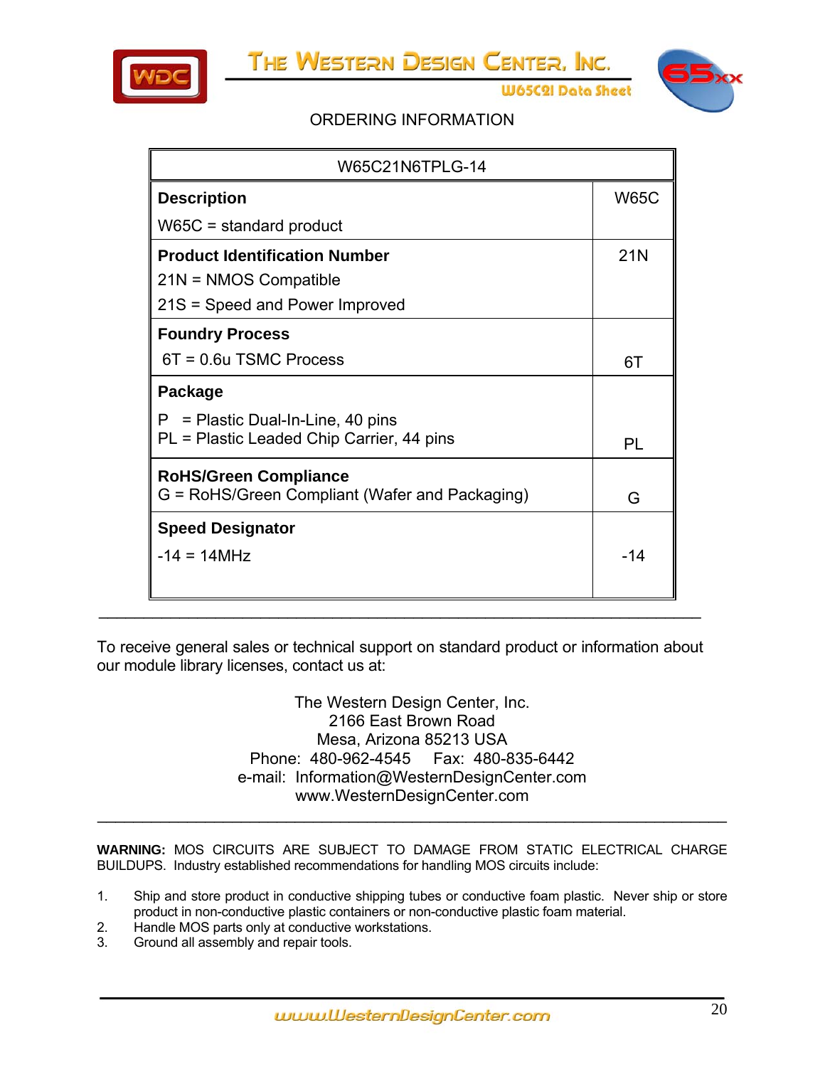## ORDERING INFORMATION

| W65C21N6TPLG-14 | |
|---|---|
| **Description**<br>W65C = standard product | W65C |
| **Product Identification Number**<br>21N = NMOS Compatible<br>21S = Speed and Power Improved | 21N |
| **Foundry Process**<br>6T = 0.6u TSMC Process | 6T |
| **Package**<br>P = Plastic Dual-In-Line, 40 pins<br>PL = Plastic Leaded Chip Carrier, 44 pins | PL |
| **RoHS/Green Compliance**<br>G = RoHS/Green Compliant (Wafer and Packaging) | G |
| **Speed Designator**<br>-14 = 14MHz | -14 |

---

To receive general sales or technical support on standard product or information about our module library licenses, contact us at:

The Western Design Center, Inc.
2166 East Brown Road
Mesa, Arizona 85213 USA
Phone: 480-962-4545 Fax: 480-835-6442
e-mail: Information@WesternDesignCenter.com
www.WesternDesignCenter.com

---

**WARNING:** MOS CIRCUITS ARE SUBJECT TO DAMAGE FROM STATIC ELECTRICAL CHARGE BUILDUPS. Industry established recommendations for handling MOS circuits include:

1. Ship and store product in conductive shipping tubes or conductive foam plastic. Never ship or store product in non-conductive plastic containers or non-conductive plastic foam material.
2. Handle MOS parts only at conductive workstations.
3. Ground all assembly and repair tools.